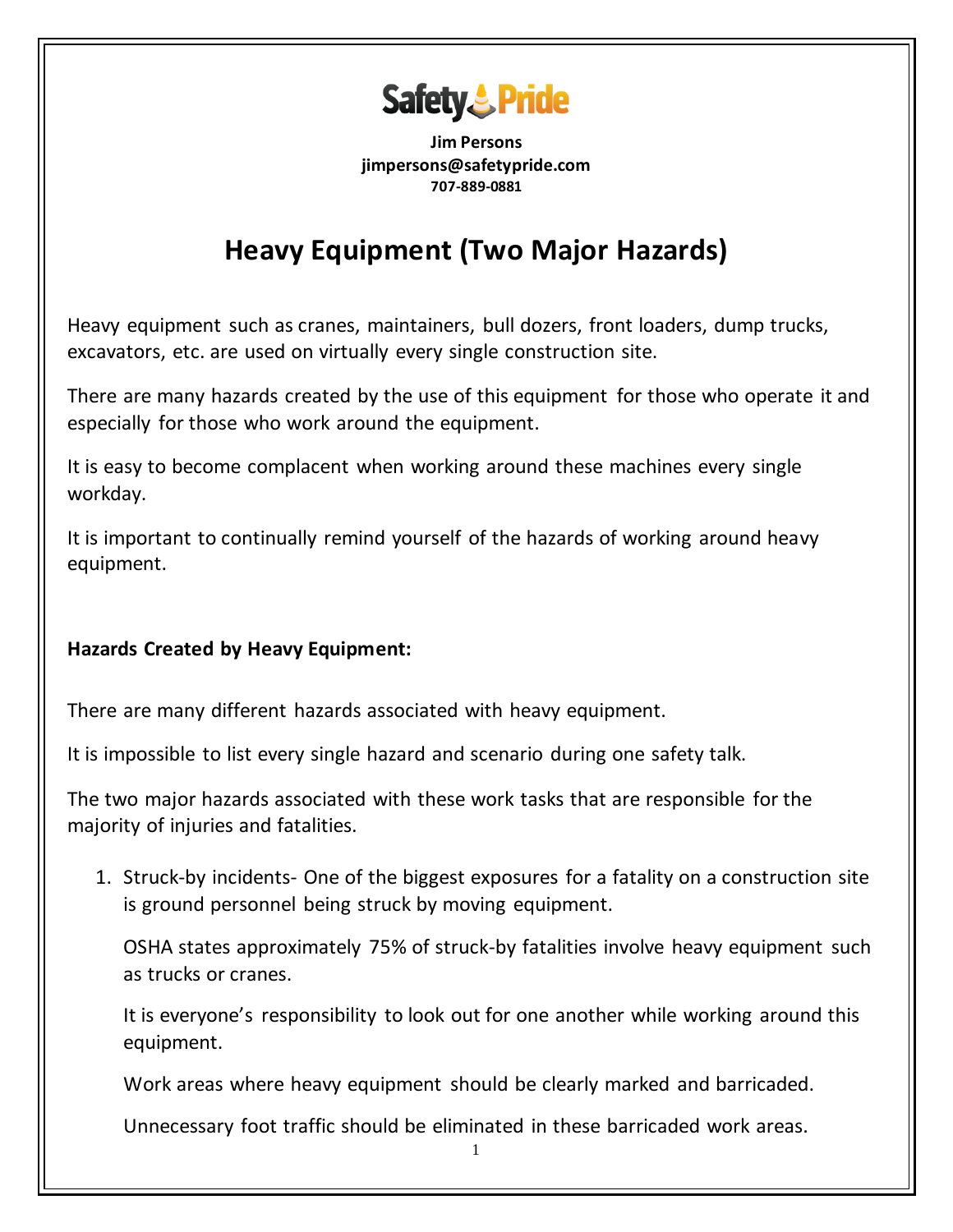Safety Pride

**Jim Persons**
**jimpersons@safetypride.com**
**707-889-0881**

# Heavy Equipment (Two Major Hazards)

Heavy equipment such as cranes, maintainers, bull dozers, front loaders, dump trucks, excavators, etc. are used on virtually every single construction site.

There are many hazards created by the use of this equipment for those who operate it and especially for those who work around the equipment.

It is easy to become complacent when working around these machines every single workday.

It is important to continually remind yourself of the hazards of working around heavy equipment.

**Hazards Created by Heavy Equipment:**

There are many different hazards associated with heavy equipment.

It is impossible to list every single hazard and scenario during one safety talk.

The two major hazards associated with these work tasks that are responsible for the majority of injuries and fatalities.

1. Struck-by incidents- One of the biggest exposures for a fatality on a construction site is ground personnel being struck by moving equipment.

   OSHA states approximately 75% of struck-by fatalities involve heavy equipment such as trucks or cranes.

   It is everyone's responsibility to look out for one another while working around this equipment.

   Work areas where heavy equipment should be clearly marked and barricaded.

   Unnecessary foot traffic should be eliminated in these barricaded work areas.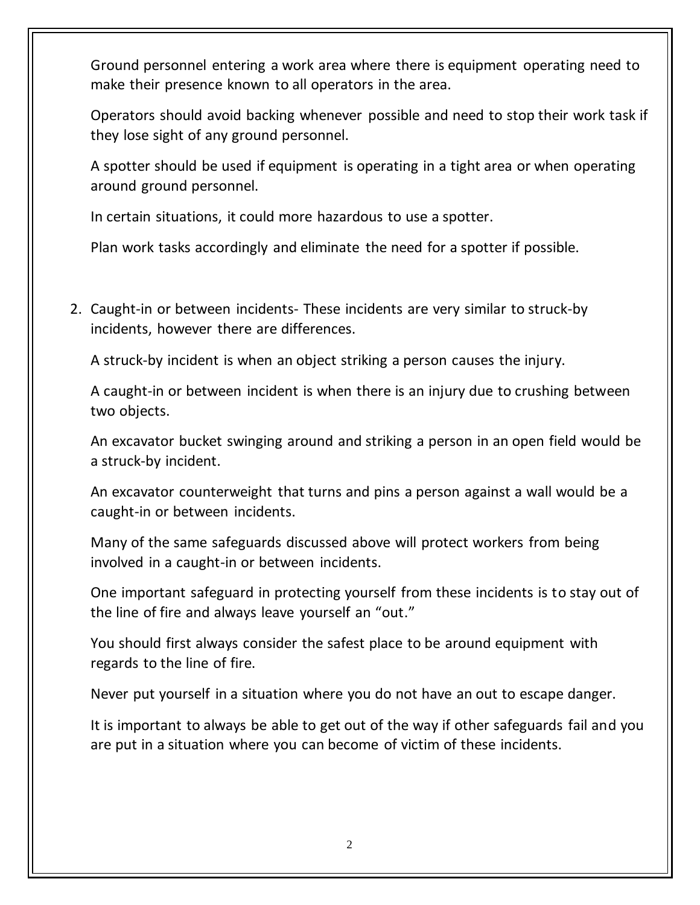Ground personnel entering a work area where there is equipment operating need to make their presence known to all operators in the area.

Operators should avoid backing whenever possible and need to stop their work task if they lose sight of any ground personnel.

A spotter should be used if equipment is operating in a tight area or when operating around ground personnel.

In certain situations, it could more hazardous to use a spotter.

Plan work tasks accordingly and eliminate the need for a spotter if possible.

2. Caught-in or between incidents- These incidents are very similar to struck-by incidents, however there are differences.

   A struck-by incident is when an object striking a person causes the injury.

   A caught-in or between incident is when there is an injury due to crushing between two objects.

   An excavator bucket swinging around and striking a person in an open field would be a struck-by incident.

   An excavator counterweight that turns and pins a person against a wall would be a caught-in or between incidents.

   Many of the same safeguards discussed above will protect workers from being involved in a caught-in or between incidents.

   One important safeguard in protecting yourself from these incidents is to stay out of the line of fire and always leave yourself an "out."

   You should first always consider the safest place to be around equipment with regards to the line of fire.

   Never put yourself in a situation where you do not have an out to escape danger.

   It is important to always be able to get out of the way if other safeguards fail and you are put in a situation where you can become of victim of these incidents.